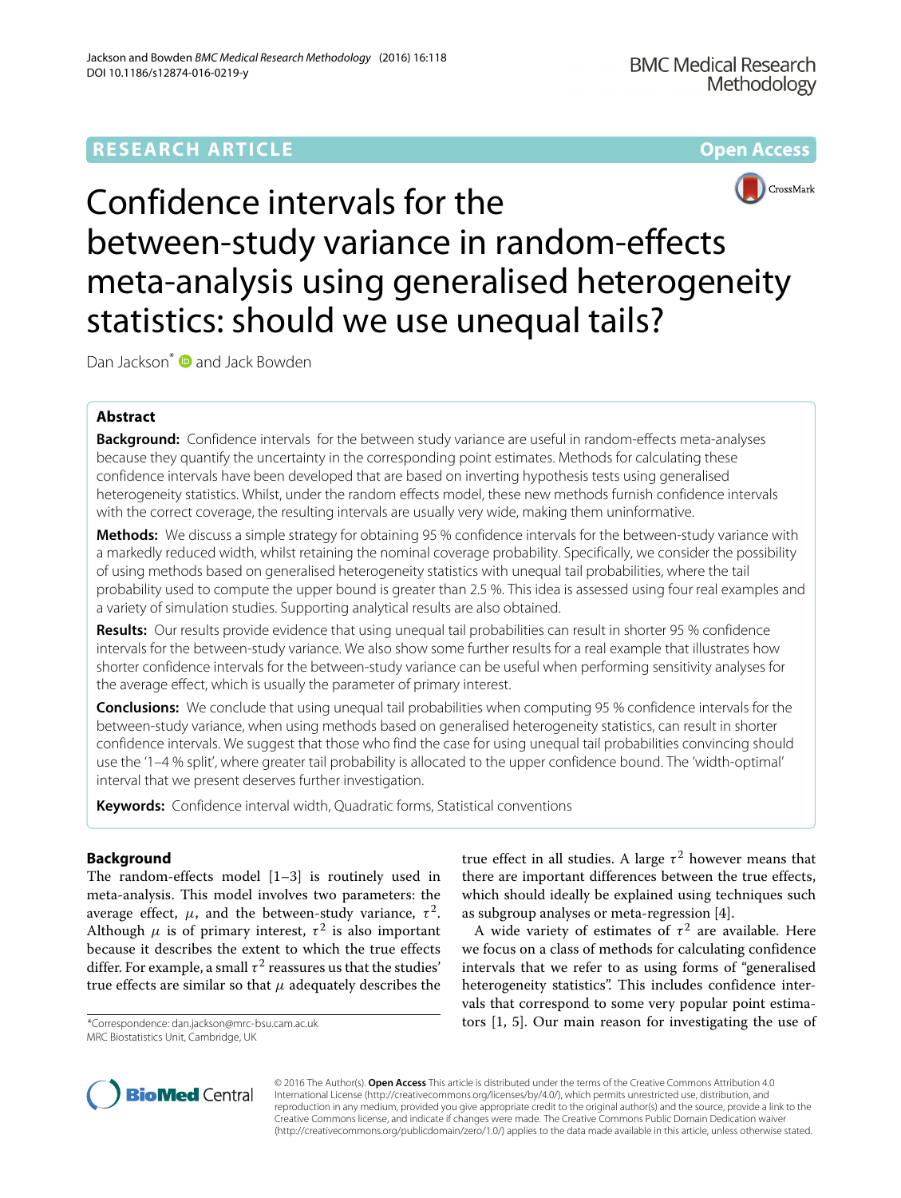RESEARCH ARTICLE

Open Access

# Confidence intervals for the between-study variance in random-effects meta-analysis using generalised heterogeneity statistics: should we use unequal tails?

Dan Jackson* and Jack Bowden

## Abstract

**Background:** Confidence intervals for the between study variance are useful in random-effects meta-analyses because they quantify the uncertainty in the corresponding point estimates. Methods for calculating these confidence intervals have been developed that are based on inverting hypothesis tests using generalised heterogeneity statistics. Whilst, under the random effects model, these new methods furnish confidence intervals with the correct coverage, the resulting intervals are usually very wide, making them uninformative.

**Methods:** We discuss a simple strategy for obtaining 95 % confidence intervals for the between-study variance with a markedly reduced width, whilst retaining the nominal coverage probability. Specifically, we consider the possibility of using methods based on generalised heterogeneity statistics with unequal tail probabilities, where the tail probability used to compute the upper bound is greater than 2.5 %. This idea is assessed using four real examples and a variety of simulation studies. Supporting analytical results are also obtained.

**Results:** Our results provide evidence that using unequal tail probabilities can result in shorter 95 % confidence intervals for the between-study variance. We also show some further results for a real example that illustrates how shorter confidence intervals for the between-study variance can be useful when performing sensitivity analyses for the average effect, which is usually the parameter of primary interest.

**Conclusions:** We conclude that using unequal tail probabilities when computing 95 % confidence intervals for the between-study variance, when using methods based on generalised heterogeneity statistics, can result in shorter confidence intervals. We suggest that those who find the case for using unequal tail probabilities convincing should use the '1–4 % split', where greater tail probability is allocated to the upper confidence bound. The 'width-optimal' interval that we present deserves further investigation.

**Keywords:** Confidence interval width, Quadratic forms, Statistical conventions

## Background

The random-effects model [1–3] is routinely used in meta-analysis. This model involves two parameters: the average effect, $\mu$, and the between-study variance, $\tau^2$. Although $\mu$ is of primary interest, $\tau^2$ is also important because it describes the extent to which the true effects differ. For example, a small $\tau^2$ reassures us that the studies' true effects are similar so that $\mu$ adequately describes the true effect in all studies. A large $\tau^2$ however means that there are important differences between the true effects, which should ideally be explained using techniques such as subgroup analyses or meta-regression [4].

A wide variety of estimates of $\tau^2$ are available. Here we focus on a class of methods for calculating confidence intervals that we refer to as using forms of "generalised heterogeneity statistics". This includes confidence intervals that correspond to some very popular point estimators [1, 5]. Our main reason for investigating the use of

*Correspondence: dan.jackson@mrc-bsu.cam.ac.uk
MRC Biostatistics Unit, Cambridge, UK

© 2016 The Author(s). **Open Access** This article is distributed under the terms of the Creative Commons Attribution 4.0 International License (http://creativecommons.org/licenses/by/4.0/), which permits unrestricted use, distribution, and reproduction in any medium, provided you give appropriate credit to the original author(s) and the source, provide a link to the Creative Commons license, and indicate if changes were made. The Creative Commons Public Domain Dedication waiver (http://creativecommons.org/publicdomain/zero/1.0/) applies to the data made available in this article, unless otherwise stated.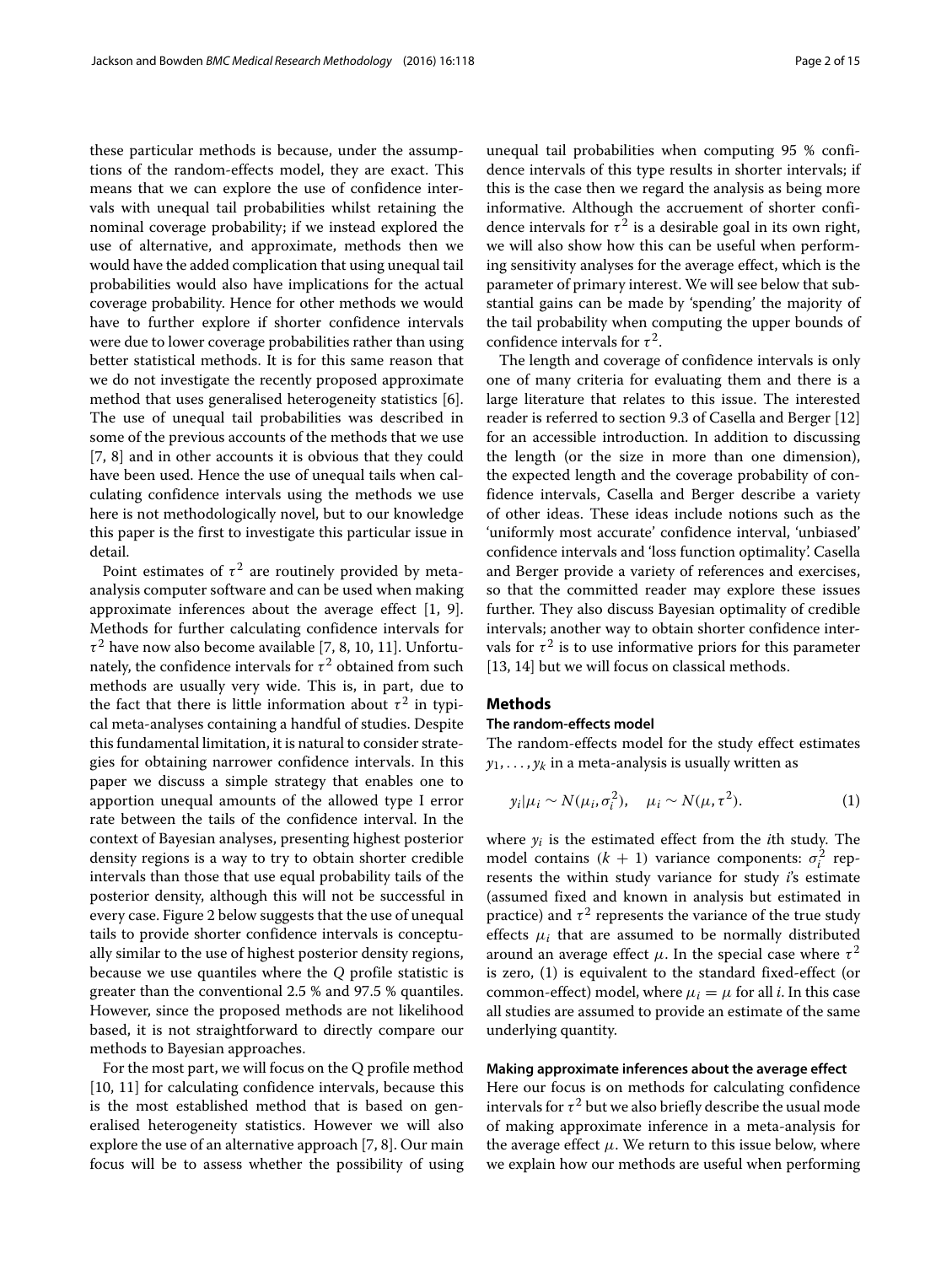these particular methods is because, under the assumptions of the random-effects model, they are exact. This means that we can explore the use of confidence intervals with unequal tail probabilities whilst retaining the nominal coverage probability; if we instead explored the use of alternative, and approximate, methods then we would have the added complication that using unequal tail probabilities would also have implications for the actual coverage probability. Hence for other methods we would have to further explore if shorter confidence intervals were due to lower coverage probabilities rather than using better statistical methods. It is for this same reason that we do not investigate the recently proposed approximate method that uses generalised heterogeneity statistics [6]. The use of unequal tail probabilities was described in some of the previous accounts of the methods that we use [7, 8] and in other accounts it is obvious that they could have been used. Hence the use of unequal tails when calculating confidence intervals using the methods we use here is not methodologically novel, but to our knowledge this paper is the first to investigate this particular issue in detail.

Point estimates of $\tau^2$ are routinely provided by meta-analysis computer software and can be used when making approximate inferences about the average effect [1, 9]. Methods for further calculating confidence intervals for $\tau^2$ have now also become available [7, 8, 10, 11]. Unfortunately, the confidence intervals for $\tau^2$ obtained from such methods are usually very wide. This is, in part, due to the fact that there is little information about $\tau^2$ in typical meta-analyses containing a handful of studies. Despite this fundamental limitation, it is natural to consider strategies for obtaining narrower confidence intervals. In this paper we discuss a simple strategy that enables one to apportion unequal amounts of the allowed type I error rate between the tails of the confidence interval. In the context of Bayesian analyses, presenting highest posterior density regions is a way to try to obtain shorter credible intervals than those that use equal probability tails of the posterior density, although this will not be successful in every case. Figure 2 below suggests that the use of unequal tails to provide shorter confidence intervals is conceptually similar to the use of highest posterior density regions, because we use quantiles where the $Q$ profile statistic is greater than the conventional 2.5 % and 97.5 % quantiles. However, since the proposed methods are not likelihood based, it is not straightforward to directly compare our methods to Bayesian approaches.

For the most part, we will focus on the Q profile method [10, 11] for calculating confidence intervals, because this is the most established method that is based on generalised heterogeneity statistics. However we will also explore the use of an alternative approach [7, 8]. Our main focus will be to assess whether the possibility of using unequal tail probabilities when computing 95 % confidence intervals of this type results in shorter intervals; if this is the case then we regard the analysis as being more informative. Although the accruement of shorter confidence intervals for $\tau^2$ is a desirable goal in its own right, we will also show how this can be useful when performing sensitivity analyses for the average effect, which is the parameter of primary interest. We will see below that substantial gains can be made by 'spending' the majority of the tail probability when computing the upper bounds of confidence intervals for $\tau^2$.

The length and coverage of confidence intervals is only one of many criteria for evaluating them and there is a large literature that relates to this issue. The interested reader is referred to section 9.3 of Casella and Berger [12] for an accessible introduction. In addition to discussing the length (or the size in more than one dimension), the expected length and the coverage probability of confidence intervals, Casella and Berger describe a variety of other ideas. These ideas include notions such as the 'uniformly most accurate' confidence interval, 'unbiased' confidence intervals and 'loss function optimality'. Casella and Berger provide a variety of references and exercises, so that the committed reader may explore these issues further. They also discuss Bayesian optimality of credible intervals; another way to obtain shorter confidence intervals for $\tau^2$ is to use informative priors for this parameter [13, 14] but we will focus on classical methods.

## Methods

### The random-effects model

The random-effects model for the study effect estimates $y_1, \ldots, y_k$ in a meta-analysis is usually written as

$$y_i|\mu_i \sim N(\mu_i, \sigma_i^2), \quad \mu_i \sim N(\mu, \tau^2). \tag{1}$$

where $y_i$ is the estimated effect from the $i$th study. The model contains $(k + 1)$ variance components: $\sigma_i^2$ represents the within study variance for study $i$'s estimate (assumed fixed and known in analysis but estimated in practice) and $\tau^2$ represents the variance of the true study effects $\mu_i$ that are assumed to be normally distributed around an average effect $\mu$. In the special case where $\tau^2$ is zero, (1) is equivalent to the standard fixed-effect (or common-effect) model, where $\mu_i = \mu$ for all $i$. In this case all studies are assumed to provide an estimate of the same underlying quantity.

#### Making approximate inferences about the average effect

Here our focus is on methods for calculating confidence intervals for $\tau^2$ but we also briefly describe the usual mode of making approximate inference in a meta-analysis for the average effect $\mu$. We return to this issue below, where we explain how our methods are useful when performing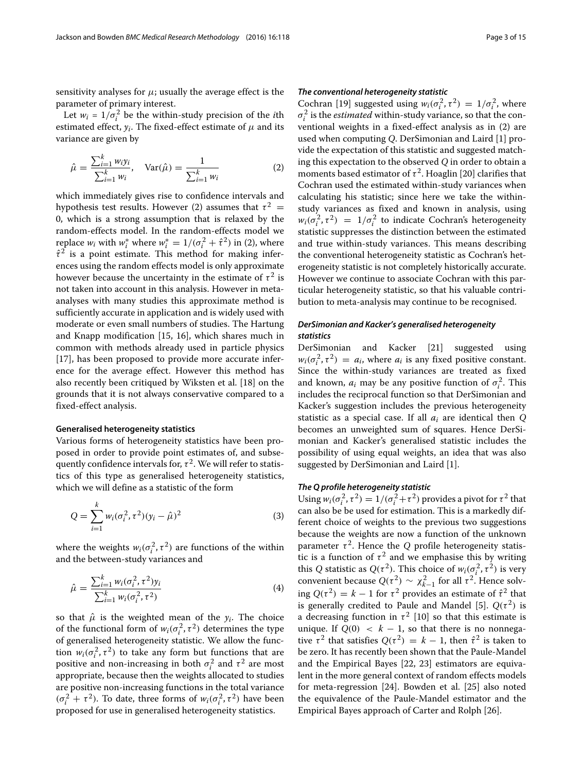sensitivity analyses for $\mu$; usually the average effect is the parameter of primary interest.

Let $w_i = 1/\sigma_i^2$ be the within-study precision of the $i$th estimated effect, $y_i$. The fixed-effect estimate of $\mu$ and its variance are given by

$$\hat{\mu} = \frac{\sum_{i=1}^{k} w_i y_i}{\sum_{i=1}^{k} w_i}, \quad \mathrm{Var}(\hat{\mu}) = \frac{1}{\sum_{i=1}^{k} w_i} \tag{2}$$

which immediately gives rise to confidence intervals and hypothesis test results. However (2) assumes that $\tau^2 = 0$, which is a strong assumption that is relaxed by the random-effects model. In the random-effects model we replace $w_i$ with $w_i^*$ where $w_i^* = 1/(\sigma_i^2 + \hat{\tau}^2)$ in (2), where $\hat{\tau}^2$ is a point estimate. This method for making inferences using the random effects model is only approximate however because the uncertainty in the estimate of $\tau^2$ is not taken into account in this analysis. However in meta-analyses with many studies this approximate method is sufficiently accurate in application and is widely used with moderate or even small numbers of studies. The Hartung and Knapp modification [15, 16], which shares much in common with methods already used in particle physics [17], has been proposed to provide more accurate inference for the average effect. However this method has also recently been critiqued by Wiksten et al. [18] on the grounds that it is not always conservative compared to a fixed-effect analysis.

### Generalised heterogeneity statistics

Various forms of heterogeneity statistics have been proposed in order to provide point estimates of, and subsequently confidence intervals for, $\tau^2$. We will refer to statistics of this type as generalised heterogeneity statistics, which we will define as a statistic of the form

$$Q = \sum_{i=1}^{k} w_i(\sigma_i^2, \tau^2)(y_i - \hat{\mu})^2 \tag{3}$$

where the weights $w_i(\sigma_i^2, \tau^2)$ are functions of the within and the between-study variances and

$$\hat{\mu} = \frac{\sum_{i=1}^{k} w_i(\sigma_i^2, \tau^2) y_i}{\sum_{i=1}^{k} w_i(\sigma_i^2, \tau^2)} \tag{4}$$

so that $\hat{\mu}$ is the weighted mean of the $y_i$. The choice of the functional form of $w_i(\sigma_i^2, \tau^2)$ determines the type of generalised heterogeneity statistic. We allow the function $w_i(\sigma_i^2, \tau^2)$ to take any form but functions that are positive and non-increasing in both $\sigma_i^2$ and $\tau^2$ are most appropriate, because then the weights allocated to studies are positive non-increasing functions in the total variance $(\sigma_i^2 + \tau^2)$. To date, three forms of $w_i(\sigma_i^2, \tau^2)$ have been proposed for use in generalised heterogeneity statistics.

#### *The conventional heterogeneity statistic*

Cochran [19] suggested using $w_i(\sigma_i^2, \tau^2) = 1/\sigma_i^2$, where $\sigma_i^2$ is the *estimated* within-study variance, so that the conventional weights in a fixed-effect analysis as in (2) are used when computing $Q$. DerSimonian and Laird [1] provide the expectation of this statistic and suggested matching this expectation to the observed $Q$ in order to obtain a moments based estimator of $\tau^2$. Hoaglin [20] clarifies that Cochran used the estimated within-study variances when calculating his statistic; since here we take the within-study variances as fixed and known in analysis, using $w_i(\sigma_i^2, \tau^2) = 1/\sigma_i^2$ to indicate Cochran's heterogeneity statistic suppresses the distinction between the estimated and true within-study variances. This means describing the conventional heterogeneity statistic as Cochran's heterogeneity statistic is not completely historically accurate. However we continue to associate Cochran with this particular heterogeneity statistic, so that his valuable contribution to meta-analysis may continue to be recognised.

#### *DerSimonian and Kacker's generalised heterogeneity statistics*

DerSimonian and Kacker [21] suggested using $w_i(\sigma_i^2, \tau^2) = a_i$, where $a_i$ is any fixed positive constant. Since the within-study variances are treated as fixed and known, $a_i$ may be any positive function of $\sigma_i^2$. This includes the reciprocal function so that DerSimonian and Kacker's suggestion includes the previous heterogeneity statistic as a special case. If all $a_i$ are identical then $Q$ becomes an unweighted sum of squares. Hence DerSimonian and Kacker's generalised statistic includes the possibility of using equal weights, an idea that was also suggested by DerSimonian and Laird [1].

#### *The Q profile heterogeneity statistic*

Using $w_i(\sigma_i^2, \tau^2) = 1/(\sigma_i^2 + \tau^2)$ provides a pivot for $\tau^2$ that can also be be used for estimation. This is a markedly different choice of weights to the previous two suggestions because the weights are now a function of the unknown parameter $\tau^2$. Hence the $Q$ profile heterogeneity statistic is a function of $\tau^2$ and we emphasise this by writing this $Q$ statistic as $Q(\tau^2)$. This choice of $w_i(\sigma_i^2, \tau^2)$ is very convenient because $Q(\tau^2) \sim \chi^2_{k-1}$ for all $\tau^2$. Hence solving $Q(\tau^2) = k - 1$ for $\tau^2$ provides an estimate of $\hat{\tau}^2$ that is generally credited to Paule and Mandel [5]. $Q(\tau^2)$ is a decreasing function in $\tau^2$ [10] so that this estimate is unique. If $Q(0) < k - 1$, so that there is no nonnegative $\tau^2$ that satisfies $Q(\tau^2) = k - 1$, then $\hat{\tau}^2$ is taken to be zero. It has recently been shown that the Paule-Mandel and the Empirical Bayes [22, 23] estimators are equivalent in the more general context of random effects models for meta-regression [24]. Bowden et al. [25] also noted the equivalence of the Paule-Mandel estimator and the Empirical Bayes approach of Carter and Rolph [26].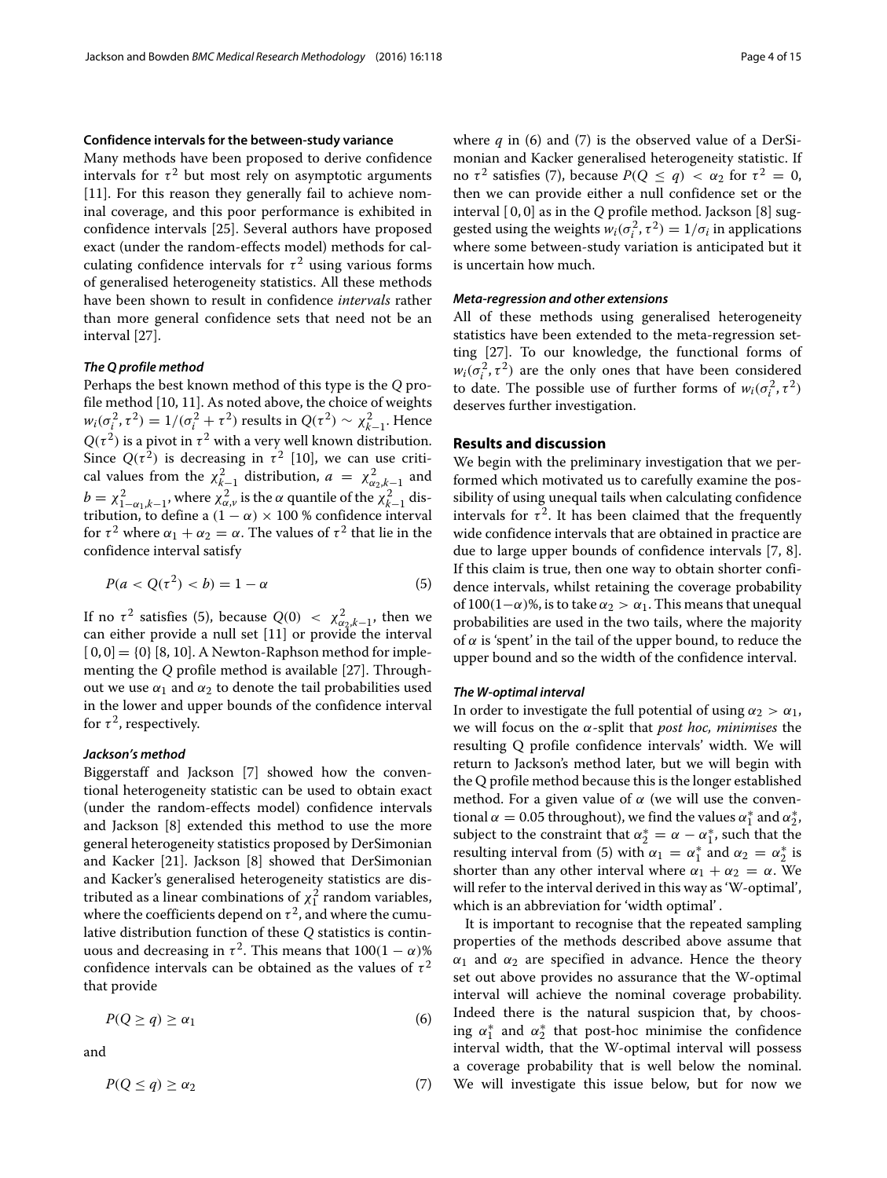### Confidence intervals for the between-study variance

Many methods have been proposed to derive confidence intervals for $\tau^2$ but most rely on asymptotic arguments [11]. For this reason they generally fail to achieve nominal coverage, and this poor performance is exhibited in confidence intervals [25]. Several authors have proposed exact (under the random-effects model) methods for calculating confidence intervals for $\tau^2$ using various forms of generalised heterogeneity statistics. All these methods have been shown to result in confidence *intervals* rather than more general confidence sets that need not be an interval [27].

#### *The Q profile method*

Perhaps the best known method of this type is the $Q$ profile method [10, 11]. As noted above, the choice of weights $w_i(\sigma_i^2, \tau^2) = 1/(\sigma_i^2 + \tau^2)$ results in $Q(\tau^2) \sim \chi^2_{k-1}$. Hence $Q(\tau^2)$ is a pivot in $\tau^2$ with a very well known distribution. Since $Q(\tau^2)$ is decreasing in $\tau^2$ [10], we can use critical values from the $\chi^2_{k-1}$ distribution, $a = \chi^2_{\alpha_2, k-1}$ and $b = \chi^2_{1-\alpha_1, k-1}$, where $\chi^2_{\alpha,\nu}$ is the $\alpha$ quantile of the $\chi^2_{k-1}$ distribution, to define a $(1-\alpha) \times 100$ % confidence interval for $\tau^2$ where $\alpha_1 + \alpha_2 = \alpha$. The values of $\tau^2$ that lie in the confidence interval satisfy

$$P(a < Q(\tau^2) < b) = 1 - \alpha \tag{5}$$

If no $\tau^2$ satisfies (5), because $Q(0) < \chi^2_{\alpha_2, k-1}$, then we can either provide a null set [11] or provide the interval $[0, 0] = \{0\}$ [8, 10]. A Newton-Raphson method for implementing the $Q$ profile method is available [27]. Throughout we use $\alpha_1$ and $\alpha_2$ to denote the tail probabilities used in the lower and upper bounds of the confidence interval for $\tau^2$, respectively.

#### *Jackson's method*

Biggerstaff and Jackson [7] showed how the conventional heterogeneity statistic can be used to obtain exact (under the random-effects model) confidence intervals and Jackson [8] extended this method to use the more general heterogeneity statistics proposed by DerSimonian and Kacker [21]. Jackson [8] showed that DerSimonian and Kacker's generalised heterogeneity statistics are distributed as a linear combinations of $\chi^2_1$ random variables, where the coefficients depend on $\tau^2$, and where the cumulative distribution function of these $Q$ statistics is continuous and decreasing in $\tau^2$. This means that $100(1-\alpha)$% confidence intervals can be obtained as the values of $\tau^2$ that provide

$$P(Q \geq q) \geq \alpha_1 \tag{6}$$

and

$$P(Q \leq q) \geq \alpha_2 \tag{7}$$

where $q$ in (6) and (7) is the observed value of a DerSimonian and Kacker generalised heterogeneity statistic. If no $\tau^2$ satisfies (7), because $P(Q \leq q) < \alpha_2$ for $\tau^2 = 0$, then we can provide either a null confidence set or the interval $[0, 0]$ as in the $Q$ profile method. Jackson [8] suggested using the weights $w_i(\sigma_i^2, \tau^2) = 1/\sigma_i$ in applications where some between-study variation is anticipated but it is uncertain how much.

#### *Meta-regression and other extensions*

All of these methods using generalised heterogeneity statistics have been extended to the meta-regression setting [27]. To our knowledge, the functional forms of $w_i(\sigma_i^2, \tau^2)$ are the only ones that have been considered to date. The possible use of further forms of $w_i(\sigma_i^2, \tau^2)$ deserves further investigation.

## Results and discussion

We begin with the preliminary investigation that we performed which motivated us to carefully examine the possibility of using unequal tails when calculating confidence intervals for $\tau^2$. It has been claimed that the frequently wide confidence intervals that are obtained in practice are due to large upper bounds of confidence intervals [7, 8]. If this claim is true, then one way to obtain shorter confidence intervals, whilst retaining the coverage probability of $100(1-\alpha)$%, is to take $\alpha_2 > \alpha_1$. This means that unequal probabilities are used in the two tails, where the majority of $\alpha$ is 'spent' in the tail of the upper bound, to reduce the upper bound and so the width of the confidence interval.

#### *The W-optimal interval*

In order to investigate the full potential of using $\alpha_2 > \alpha_1$, we will focus on the $\alpha$-split that *post hoc, minimises* the resulting Q profile confidence intervals' width. We will return to Jackson's method later, but we will begin with the Q profile method because this is the longer established method. For a given value of $\alpha$ (we will use the conventional $\alpha = 0.05$ throughout), we find the values $\alpha_1^*$ and $\alpha_2^*$, subject to the constraint that $\alpha_2^* = \alpha - \alpha_1^*$, such that the resulting interval from (5) with $\alpha_1 = \alpha_1^*$ and $\alpha_2 = \alpha_2^*$ is shorter than any other interval where $\alpha_1 + \alpha_2 = \alpha$. We will refer to the interval derived in this way as 'W-optimal', which is an abbreviation for 'width optimal'.

It is important to recognise that the repeated sampling properties of the methods described above assume that $\alpha_1$ and $\alpha_2$ are specified in advance. Hence the theory set out above provides no assurance that the W-optimal interval will achieve the nominal coverage probability. Indeed there is the natural suspicion that, by choosing $\alpha_1^*$ and $\alpha_2^*$ that post-hoc minimise the confidence interval width, that the W-optimal interval will possess a coverage probability that is well below the nominal. We will investigate this issue below, but for now we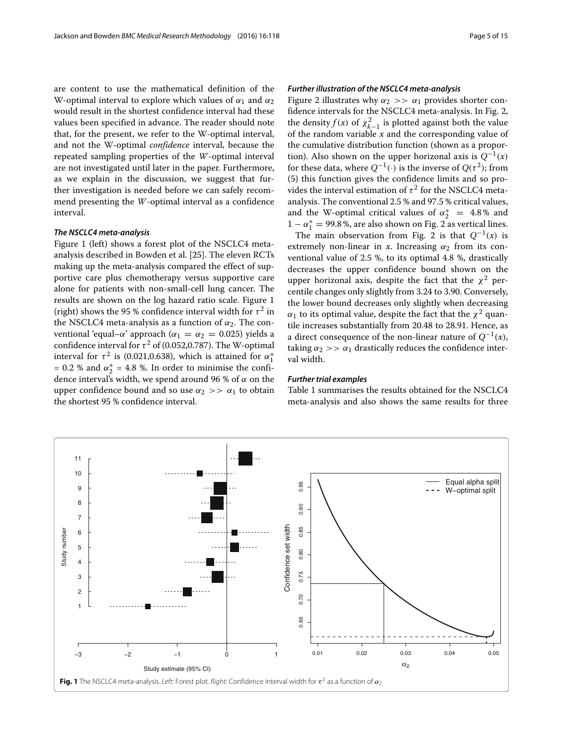are content to use the mathematical definition of the W-optimal interval to explore which values of $\alpha_1$ and $\alpha_2$ would result in the shortest confidence interval had these values been specified in advance. The reader should note that, for the present, we refer to the W-optimal interval, and not the W-optimal *confidence* interval, because the repeated sampling properties of the *W*-optimal interval are not investigated until later in the paper. Furthermore, as we explain in the discussion, we suggest that further investigation is needed before we can safely recommend presenting the *W*-optimal interval as a confidence interval.

### *The NSCLC4 meta-analysis*

Figure 1 (left) shows a forest plot of the NSCLC4 meta-analysis described in Bowden et al. [25]. The eleven RCTs making up the meta-analysis compared the effect of supportive care plus chemotherapy versus supportive care alone for patients with non-small-cell lung cancer. The results are shown on the log hazard ratio scale. Figure 1 (right) shows the 95 % confidence interval width for $\tau^2$ in the NSCLC4 meta-analysis as a function of $\alpha_2$. The conventional 'equal–$\alpha$' approach ($\alpha_1 = \alpha_2 = 0.025$) yields a confidence interval for $\tau^2$ of (0.052,0.787). The W-optimal interval for $\tau^2$ is (0.021,0.638), which is attained for $\alpha_1^*$ = 0.2 % and $\alpha_2^*$ = 4.8 %. In order to minimise the confidence interval's width, we spend around 96 % of $\alpha$ on the upper confidence bound and so use $\alpha_2 >> \alpha_1$ to obtain the shortest 95 % confidence interval.

### *Further illustration of the NSCLC4 meta-analysis*

Figure 2 illustrates why $\alpha_2 >> \alpha_1$ provides shorter confidence intervals for the NSCLC4 meta-analysis. In Fig. 2, the density $f(x)$ of $\chi^2_{k-1}$ is plotted against both the value of the random variable $x$ and the corresponding value of the cumulative distribution function (shown as a proportion). Also shown on the upper horizonal axis is $Q^{-1}(x)$ for these data, where $Q^{-1}(\cdot)$ is the inverse of $Q(\tau^2)$; from (5) this function gives the confidence limits and so provides the interval estimation of $\tau^2$ for the NSCLC4 meta-analysis. The conventional 2.5 % and 97.5 % critical values, and the W-optimal critical values of $\alpha_2^* = 4.8$ % and $1 - \alpha_1^* = 99.8$ %, are also shown on Fig. 2 as vertical lines.

The main observation from Fig. 2 is that $Q^{-1}(x)$ is extremely non-linear in $x$. Increasing $\alpha_2$ from its conventional value of 2.5 %, to its optimal 4.8 %, drastically decreases the upper confidence bound shown on the upper horizonal axis, despite the fact that the $\chi^2$ percentile changes only slightly from 3.24 to 3.90. Conversely, the lower bound decreases only slightly when decreasing $\alpha_1$ to its optimal value, despite the fact that the $\chi^2$ quantile increases substantially from 20.48 to 28.91. Hence, as a direct consequence of the non-linear nature of $Q^{-1}(x)$, taking $\alpha_2 >> \alpha_1$ drastically reduces the confidence interval width.

### *Further trial examples*

Table 1 summarises the results obtained for the NSCLC4 meta-analysis and also shows the same results for three

**Fig. 1** The NSCLC4 meta-analysis. *Left*: Forest plot. *Right*: Confidence interval width for $\tau^2$ as a function of $\alpha_2$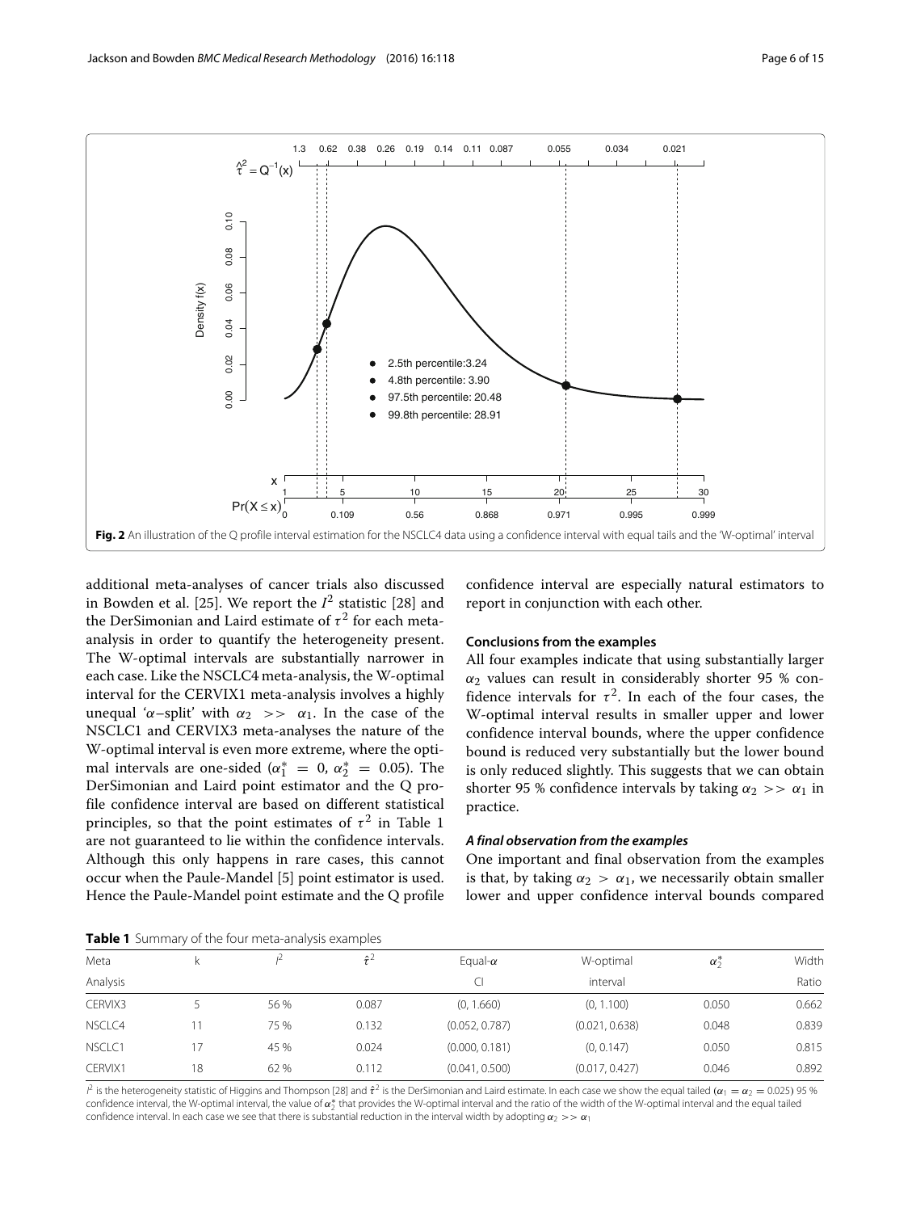**Fig. 2** An illustration of the Q profile interval estimation for the NSCLC4 data using a confidence interval with equal tails and the 'W-optimal' interval

additional meta-analyses of cancer trials also discussed in Bowden et al. [25]. We report the $I^2$ statistic [28] and the DerSimonian and Laird estimate of $\tau^2$ for each meta-analysis in order to quantify the heterogeneity present. The W-optimal intervals are substantially narrower in each case. Like the NSCLC4 meta-analysis, the W-optimal interval for the CERVIX1 meta-analysis involves a highly unequal '$\alpha$–split' with $\alpha_2 >> \alpha_1$. In the case of the NSCLC1 and CERVIX3 meta-analyses the nature of the W-optimal interval is even more extreme, where the optimal intervals are one-sided ($\alpha_1^* = 0$, $\alpha_2^* = 0.05$). The DerSimonian and Laird point estimator and the Q profile confidence interval are based on different statistical principles, so that the point estimates of $\tau^2$ in Table 1 are not guaranteed to lie within the confidence intervals. Although this only happens in rare cases, this cannot occur when the Paule-Mandel [5] point estimator is used. Hence the Paule-Mandel point estimate and the Q profile confidence interval are especially natural estimators to report in conjunction with each other.

### Conclusions from the examples

All four examples indicate that using substantially larger $\alpha_2$ values can result in considerably shorter 95 % confidence intervals for $\tau^2$. In each of the four cases, the W-optimal interval results in smaller upper and lower confidence interval bounds, where the upper confidence bound is reduced very substantially but the lower bound is only reduced slightly. This suggests that we can obtain shorter 95 % confidence intervals by taking $\alpha_2 >> \alpha_1$ in practice.

#### *A final observation from the examples*

One important and final observation from the examples is that, by taking $\alpha_2 > \alpha_1$, we necessarily obtain smaller lower and upper confidence interval bounds compared

**Table 1** Summary of the four meta-analysis examples

| Meta Analysis | k | $I^2$ | $\hat{\tau}^2$ | Equal-$\alpha$ CI | W-optimal interval | $\alpha_2^*$ | Width Ratio |
|---|---|---|---|---|---|---|---|
| CERVIX3 | 5 | 56 % | 0.087 | (0, 1.660) | (0, 1.100) | 0.050 | 0.662 |
| NSCLC4 | 11 | 75 % | 0.132 | (0.052, 0.787) | (0.021, 0.638) | 0.048 | 0.839 |
| NSCLC1 | 17 | 45 % | 0.024 | (0.000, 0.181) | (0, 0.147) | 0.050 | 0.815 |
| CERVIX1 | 18 | 62 % | 0.112 | (0.041, 0.500) | (0.017, 0.427) | 0.046 | 0.892 |

$I^2$ is the heterogeneity statistic of Higgins and Thompson [28] and $\hat{\tau}^2$ is the DerSimonian and Laird estimate. In each case we show the equal tailed ($\alpha_1 = \alpha_2 = 0.025$) 95 % confidence interval, the W-optimal interval, the value of $\alpha_2^*$ that provides the W-optimal interval and the ratio of the width of the W-optimal interval and the equal tailed confidence interval. In each case we see that there is substantial reduction in the interval width by adopting $\alpha_2 >> \alpha_1$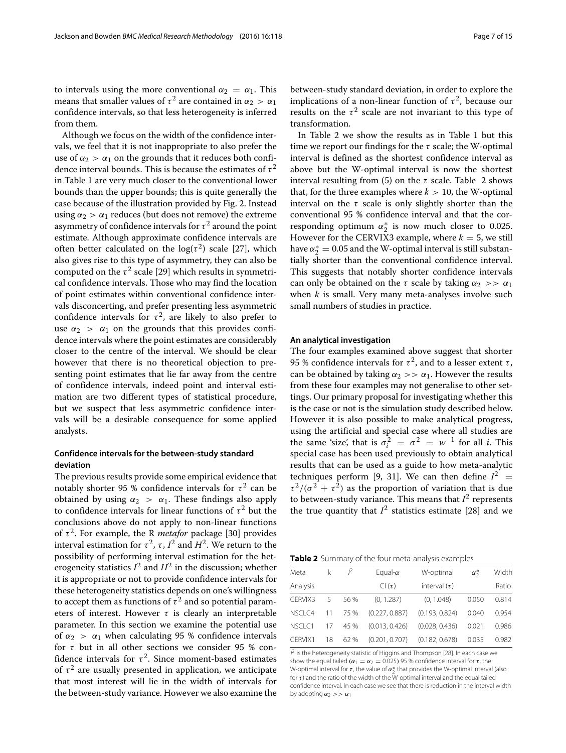to intervals using the more conventional $\alpha_2 = \alpha_1$. This means that smaller values of $\tau^2$ are contained in $\alpha_2 > \alpha_1$ confidence intervals, so that less heterogeneity is inferred from them.

Although we focus on the width of the confidence intervals, we feel that it is not inappropriate to also prefer the use of $\alpha_2 > \alpha_1$ on the grounds that it reduces both confidence interval bounds. This is because the estimates of $\tau^2$ in Table 1 are very much closer to the conventional lower bounds than the upper bounds; this is quite generally the case because of the illustration provided by Fig. 2. Instead using $\alpha_2 > \alpha_1$ reduces (but does not remove) the extreme asymmetry of confidence intervals for $\tau^2$ around the point estimate. Although approximate confidence intervals are often better calculated on the $\log(\tau^2)$ scale [27], which also gives rise to this type of asymmetry, they can also be computed on the $\tau^2$ scale [29] which results in symmetrical confidence intervals. Those who may find the location of point estimates within conventional confidence intervals disconcerting, and prefer presenting less asymmetric confidence intervals for $\tau^2$, are likely to also prefer to use $\alpha_2 > \alpha_1$ on the grounds that this provides confidence intervals where the point estimates are considerably closer to the centre of the interval. We should be clear however that there is no theoretical objection to presenting point estimates that lie far away from the centre of confidence intervals, indeed point and interval estimation are two different types of statistical procedure, but we suspect that less asymmetric confidence intervals will be a desirable consequence for some applied analysts.

### Confidence intervals for the between-study standard deviation

The previous results provide some empirical evidence that notably shorter 95 % confidence intervals for $\tau^2$ can be obtained by using $\alpha_2 > \alpha_1$. These findings also apply to confidence intervals for linear functions of $\tau^2$ but the conclusions above do not apply to non-linear functions of $\tau^2$. For example, the R *metafor* package [30] provides interval estimation for $\tau^2$, $\tau$, $I^2$ and $H^2$. We return to the possibility of performing interval estimation for the heterogeneity statistics $I^2$ and $H^2$ in the discussion; whether it is appropriate or not to provide confidence intervals for these heterogeneity statistics depends on one's willingness to accept them as functions of $\tau^2$ and so potential parameters of interest. However $\tau$ is clearly an interpretable parameter. In this section we examine the potential use of $\alpha_2 > \alpha_1$ when calculating 95 % confidence intervals for $\tau$ but in all other sections we consider 95 % confidence intervals for $\tau^2$. Since moment-based estimates of $\tau^2$ are usually presented in application, we anticipate that most interest will lie in the width of intervals for the between-study variance. However we also examine the between-study standard deviation, in order to explore the implications of a non-linear function of $\tau^2$, because our results on the $\tau^2$ scale are not invariant to this type of transformation.

In Table 2 we show the results as in Table 1 but this time we report our findings for the $\tau$ scale; the W-optimal interval is defined as the shortest confidence interval as above but the W-optimal interval is now the shortest interval resulting from (5) on the $\tau$ scale. Table 2 shows that, for the three examples where $k > 10$, the W-optimal interval on the $\tau$ scale is only slightly shorter than the conventional 95 % confidence interval and that the corresponding optimum $\alpha_2^*$ is now much closer to 0.025. However for the CERVIX3 example, where $k = 5$, we still have $\alpha_2^* = 0.05$ and the W-optimal interval is still substantially shorter than the conventional confidence interval. This suggests that notably shorter confidence intervals can only be obtained on the $\tau$ scale by taking $\alpha_2 >> \alpha_1$ when $k$ is small. Very many meta-analyses involve such small numbers of studies in practice.

### An analytical investigation

The four examples examined above suggest that shorter 95 % confidence intervals for $\tau^2$, and to a lesser extent $\tau$, can be obtained by taking $\alpha_2 >> \alpha_1$. However the results from these four examples may not generalise to other settings. Our primary proposal for investigating whether this is the case or not is the simulation study described below. However it is also possible to make analytical progress, using the artificial and special case where all studies are the same 'size', that is $\sigma_i^2 = \sigma^2 = w^{-1}$ for all $i$. This special case has been used previously to obtain analytical results that can be used as a guide to how meta-analytic techniques perform [9, 31]. We can then define $I^2 = \tau^2/(\sigma^2 + \tau^2)$ as the proportion of variation that is due to between-study variance. This means that $I^2$ represents the true quantity that $I^2$ statistics estimate [28] and we

**Table 2** Summary of the four meta-analysis examples

| Meta Analysis | k | $I^2$ | Equal-$\alpha$ CI ($\tau$) | W-optimal interval ($\tau$) | $\alpha_2^*$ | Width Ratio |
|---|---|---|---|---|---|---|
| CERVIX3 | 5 | 56 % | (0, 1.287) | (0, 1.048) | 0.050 | 0.814 |
| NSCLC4 | 11 | 75 % | (0.227, 0.887) | (0.193, 0.824) | 0.040 | 0.954 |
| NSCLC1 | 17 | 45 % | (0.013, 0.426) | (0.028, 0.436) | 0.021 | 0.986 |
| CERVIX1 | 18 | 62 % | (0.201, 0.707) | (0.182, 0.678) | 0.035 | 0.982 |

$I^2$ is the heterogeneity statistic of Higgins and Thompson [28]. In each case we show the equal tailed ($\alpha_1 = \alpha_2 = 0.025$) 95 % confidence interval for $\tau$, the W-optimal interval for $\tau$, the value of $\alpha_2^*$ that provides the W-optimal interval (also for $\tau$) and the ratio of the width of the W-optimal interval and the equal tailed confidence interval. In each case we see that there is reduction in the interval width by adopting $\alpha_2 >> \alpha_1$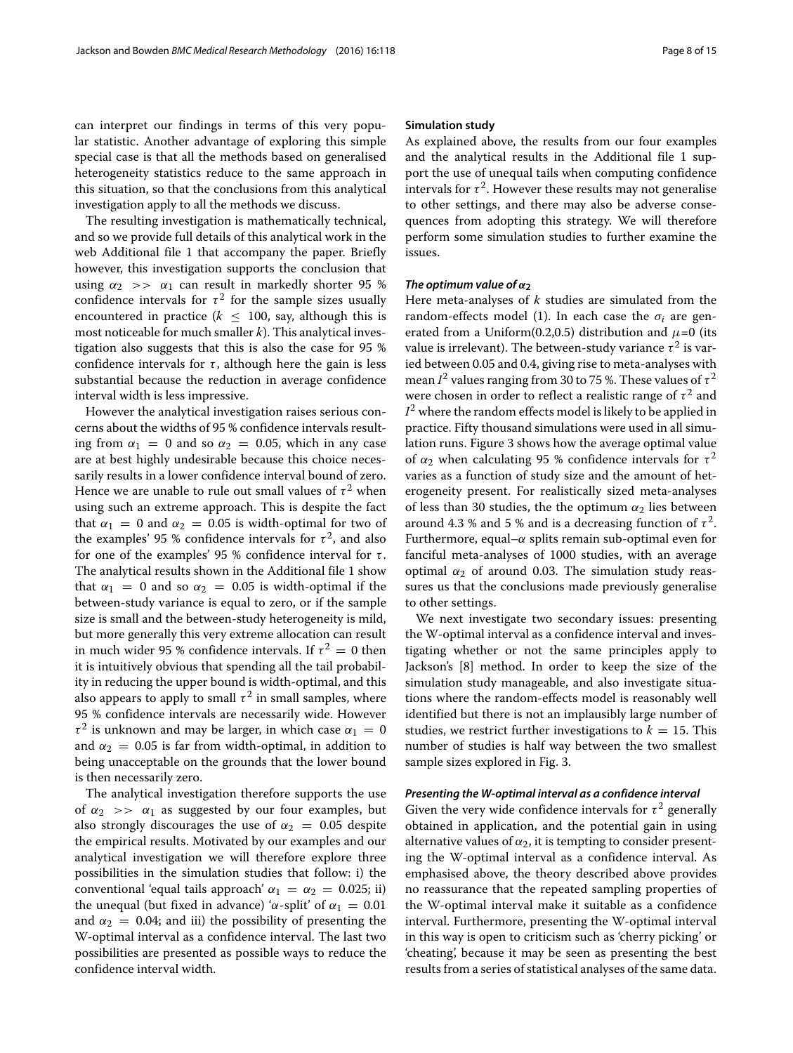can interpret our findings in terms of this very popular statistic. Another advantage of exploring this simple special case is that all the methods based on generalised heterogeneity statistics reduce to the same approach in this situation, so that the conclusions from this analytical investigation apply to all the methods we discuss.

The resulting investigation is mathematically technical, and so we provide full details of this analytical work in the web Additional file 1 that accompany the paper. Briefly however, this investigation supports the conclusion that using $\alpha_2 >> \alpha_1$ can result in markedly shorter 95 % confidence intervals for $\tau^2$ for the sample sizes usually encountered in practice ($k \leq 100$, say, although this is most noticeable for much smaller $k$). This analytical investigation also suggests that this is also the case for 95 % confidence intervals for $\tau$, although here the gain is less substantial because the reduction in average confidence interval width is less impressive.

However the analytical investigation raises serious concerns about the widths of 95 % confidence intervals resulting from $\alpha_1 = 0$ and so $\alpha_2 = 0.05$, which in any case are at best highly undesirable because this choice necessarily results in a lower confidence interval bound of zero. Hence we are unable to rule out small values of $\tau^2$ when using such an extreme approach. This is despite the fact that $\alpha_1 = 0$ and $\alpha_2 = 0.05$ is width-optimal for two of the examples' 95 % confidence intervals for $\tau^2$, and also for one of the examples' 95 % confidence interval for $\tau$. The analytical results shown in the Additional file 1 show that $\alpha_1 = 0$ and so $\alpha_2 = 0.05$ is width-optimal if the between-study variance is equal to zero, or if the sample size is small and the between-study heterogeneity is mild, but more generally this very extreme allocation can result in much wider 95 % confidence intervals. If $\tau^2 = 0$ then it is intuitively obvious that spending all the tail probability in reducing the upper bound is width-optimal, and this also appears to apply to small $\tau^2$ in small samples, where 95 % confidence intervals are necessarily wide. However $\tau^2$ is unknown and may be larger, in which case $\alpha_1 = 0$ and $\alpha_2 = 0.05$ is far from width-optimal, in addition to being unacceptable on the grounds that the lower bound is then necessarily zero.

The analytical investigation therefore supports the use of $\alpha_2 >> \alpha_1$ as suggested by our four examples, but also strongly discourages the use of $\alpha_2 = 0.05$ despite the empirical results. Motivated by our examples and our analytical investigation we will therefore explore three possibilities in the simulation studies that follow: i) the conventional 'equal tails approach' $\alpha_1 = \alpha_2 = 0.025$; ii) the unequal (but fixed in advance) '$\alpha$-split' of $\alpha_1 = 0.01$ and $\alpha_2 = 0.04$; and iii) the possibility of presenting the W-optimal interval as a confidence interval. The last two possibilities are presented as possible ways to reduce the confidence interval width.

### Simulation study

As explained above, the results from our four examples and the analytical results in the Additional file 1 support the use of unequal tails when computing confidence intervals for $\tau^2$. However these results may not generalise to other settings, and there may also be adverse consequences from adopting this strategy. We will therefore perform some simulation studies to further examine the issues.

#### *The optimum value of $\alpha_2$*

Here meta-analyses of $k$ studies are simulated from the random-effects model (1). In each case the $\sigma_i$ are generated from a Uniform(0.2,0.5) distribution and $\mu$=0 (its value is irrelevant). The between-study variance $\tau^2$ is varied between 0.05 and 0.4, giving rise to meta-analyses with mean $I^2$ values ranging from 30 to 75 %. These values of $\tau^2$ were chosen in order to reflect a realistic range of $\tau^2$ and $I^2$ where the random effects model is likely to be applied in practice. Fifty thousand simulations were used in all simulation runs. Figure 3 shows how the average optimal value of $\alpha_2$ when calculating 95 % confidence intervals for $\tau^2$ varies as a function of study size and the amount of heterogeneity present. For realistically sized meta-analyses of less than 30 studies, the the optimum $\alpha_2$ lies between around 4.3 % and 5 % and is a decreasing function of $\tau^2$. Furthermore, equal–$\alpha$ splits remain sub-optimal even for fanciful meta-analyses of 1000 studies, with an average optimal $\alpha_2$ of around 0.03. The simulation study reassures us that the conclusions made previously generalise to other settings.

We next investigate two secondary issues: presenting the W-optimal interval as a confidence interval and investigating whether or not the same principles apply to Jackson's [8] method. In order to keep the size of the simulation study manageable, and also investigate situations where the random-effects model is reasonably well identified but there is not an implausibly large number of studies, we restrict further investigations to $k = 15$. This number of studies is half way between the two smallest sample sizes explored in Fig. 3.

#### *Presenting the W-optimal interval as a confidence interval*

Given the very wide confidence intervals for $\tau^2$ generally obtained in application, and the potential gain in using alternative values of $\alpha_2$, it is tempting to consider presenting the W-optimal interval as a confidence interval. As emphasised above, the theory described above provides no reassurance that the repeated sampling properties of the W-optimal interval make it suitable as a confidence interval. Furthermore, presenting the W-optimal interval in this way is open to criticism such as 'cherry picking' or 'cheating', because it may be seen as presenting the best results from a series of statistical analyses of the same data.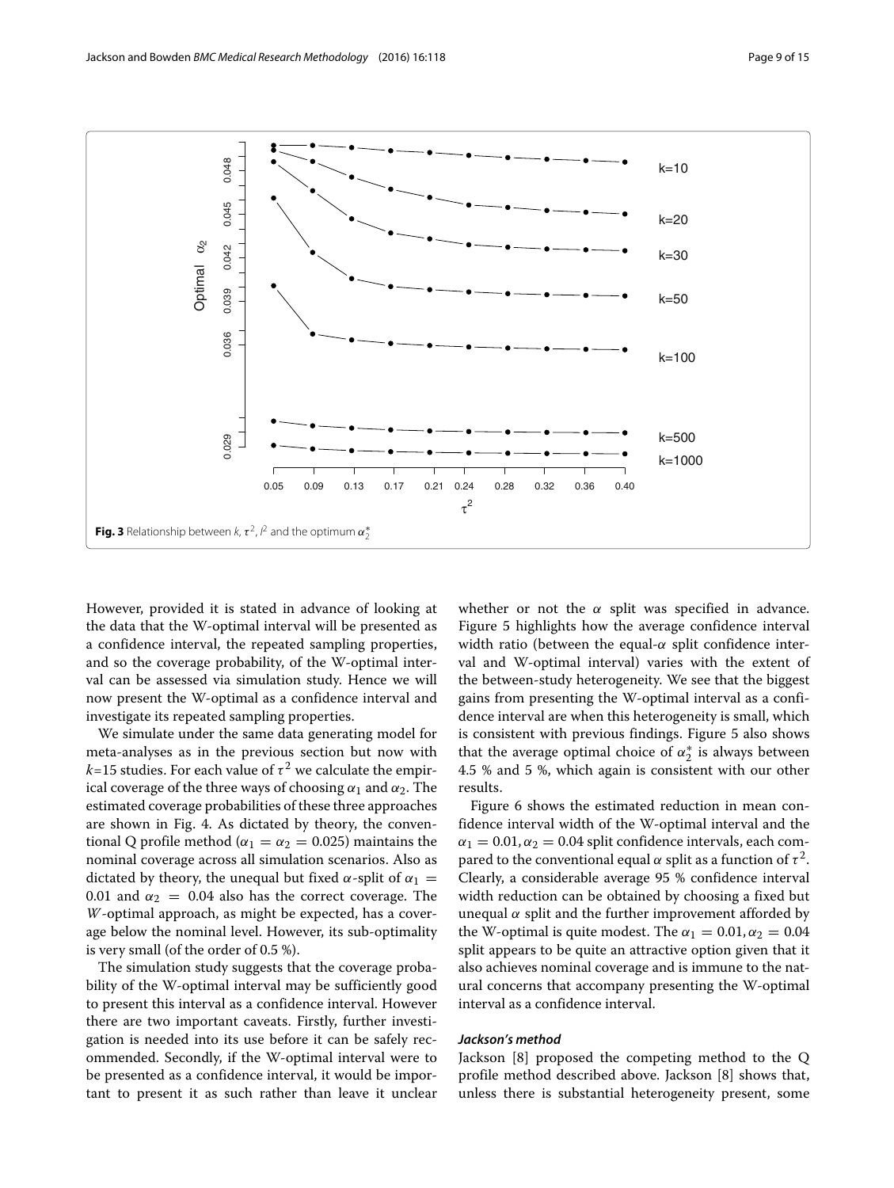**Fig. 3** Relationship between $k$, $\tau^2$, $I^2$ and the optimum $\alpha_2^*$

However, provided it is stated in advance of looking at the data that the W-optimal interval will be presented as a confidence interval, the repeated sampling properties, and so the coverage probability, of the W-optimal interval can be assessed via simulation study. Hence we will now present the W-optimal as a confidence interval and investigate its repeated sampling properties.

We simulate under the same data generating model for meta-analyses as in the previous section but now with $k$=15 studies. For each value of $\tau^2$ we calculate the empirical coverage of the three ways of choosing $\alpha_1$ and $\alpha_2$. The estimated coverage probabilities of these three approaches are shown in Fig. 4. As dictated by theory, the conventional Q profile method ($\alpha_1 = \alpha_2 = 0.025$) maintains the nominal coverage across all simulation scenarios. Also as dictated by theory, the unequal but fixed $\alpha$-split of $\alpha_1 = 0.01$ and $\alpha_2 = 0.04$ also has the correct coverage. The $W$-optimal approach, as might be expected, has a coverage below the nominal level. However, its sub-optimality is very small (of the order of 0.5 %).

The simulation study suggests that the coverage probability of the W-optimal interval may be sufficiently good to present this interval as a confidence interval. However there are two important caveats. Firstly, further investigation is needed into its use before it can be safely recommended. Secondly, if the W-optimal interval were to be presented as a confidence interval, it would be important to present it as such rather than leave it unclear whether or not the $\alpha$ split was specified in advance. Figure 5 highlights how the average confidence interval width ratio (between the equal-$\alpha$ split confidence interval and W-optimal interval) varies with the extent of the between-study heterogeneity. We see that the biggest gains from presenting the W-optimal interval as a confidence interval are when this heterogeneity is small, which is consistent with previous findings. Figure 5 also shows that the average optimal choice of $\alpha_2^*$ is always between 4.5 % and 5 %, which again is consistent with our other results.

Figure 6 shows the estimated reduction in mean confidence interval width of the W-optimal interval and the $\alpha_1 = 0.01, \alpha_2 = 0.04$ split confidence intervals, each compared to the conventional equal $\alpha$ split as a function of $\tau^2$. Clearly, a considerable average 95 % confidence interval width reduction can be obtained by choosing a fixed but unequal $\alpha$ split and the further improvement afforded by the W-optimal is quite modest. The $\alpha_1 = 0.01, \alpha_2 = 0.04$ split appears to be quite an attractive option given that it also achieves nominal coverage and is immune to the natural concerns that accompany presenting the W-optimal interval as a confidence interval.

#### *Jackson's method*

Jackson [8] proposed the competing method to the Q profile method described above. Jackson [8] shows that, unless there is substantial heterogeneity present, some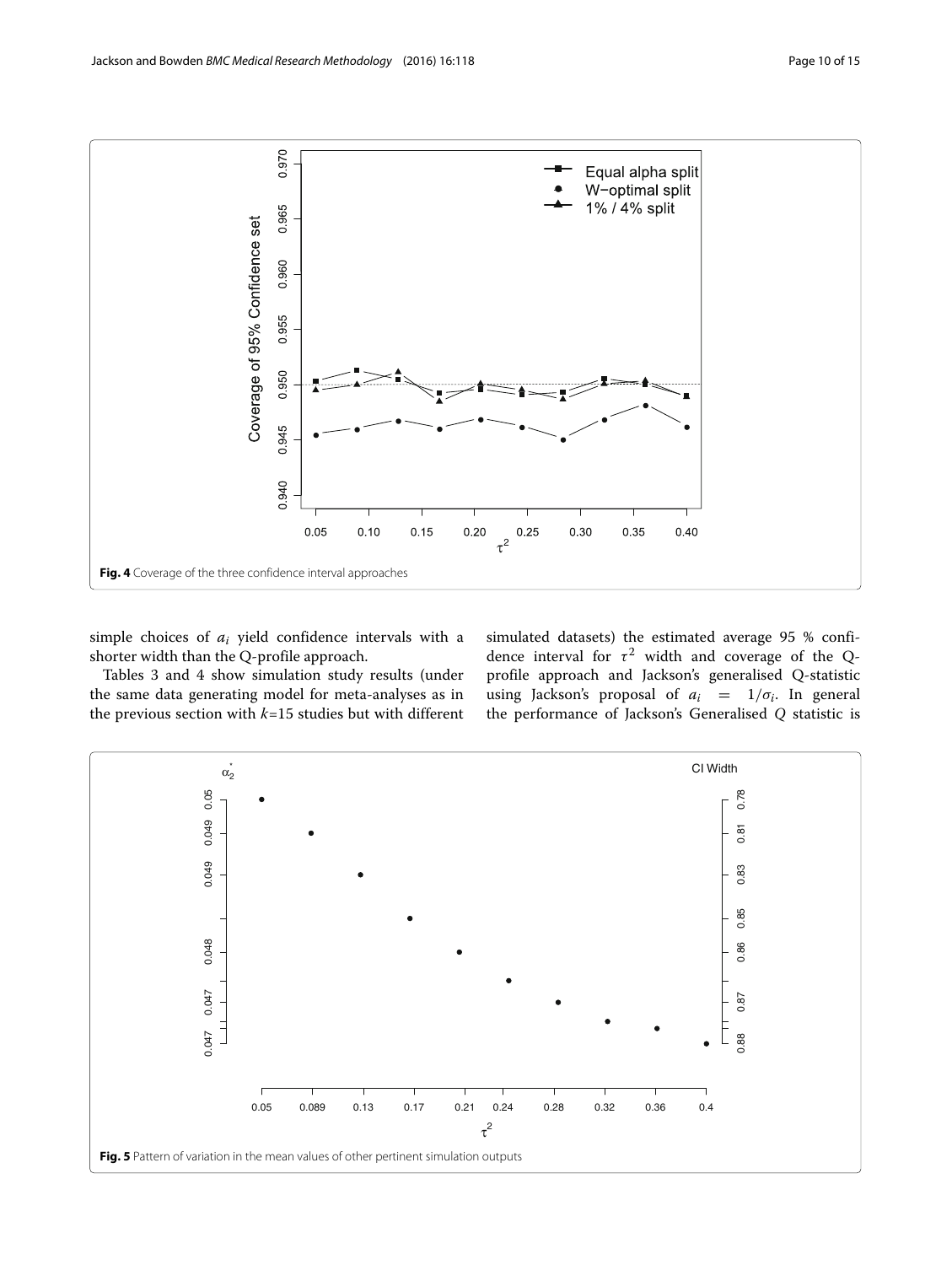Fig. 4 Coverage of the three confidence interval approaches

simple choices of $a_i$ yield confidence intervals with a shorter width than the Q-profile approach.

Tables 3 and 4 show simulation study results (under the same data generating model for meta-analyses as in the previous section with $k$=15 studies but with different simulated datasets) the estimated average 95 % confidence interval for $\tau^2$ width and coverage of the Q-profile approach and Jackson's generalised Q-statistic using Jackson's proposal of $a_i = 1/\sigma_i$. In general the performance of Jackson's Generalised $Q$ statistic is

Fig. 5 Pattern of variation in the mean values of other pertinent simulation outputs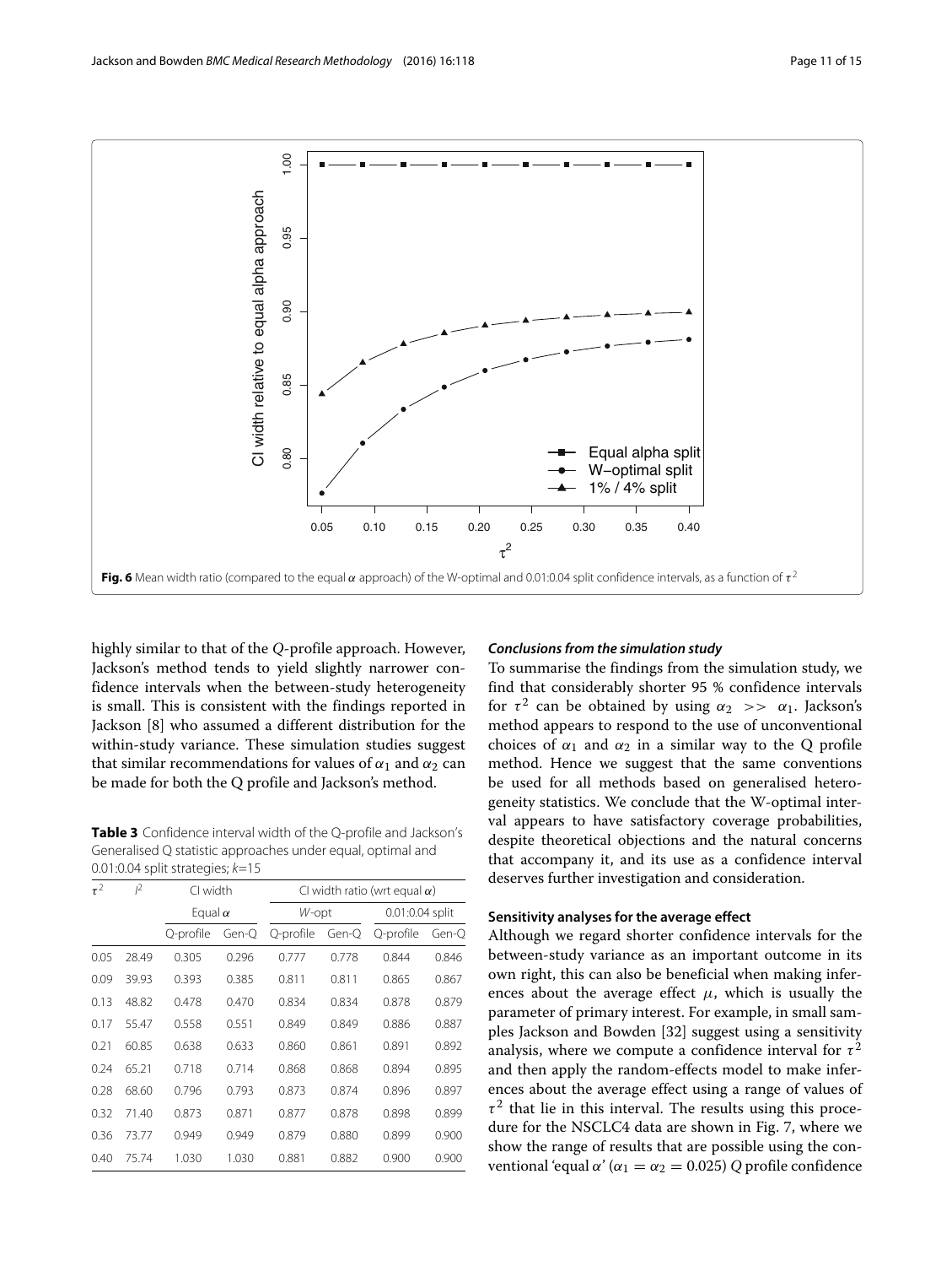**Fig. 6** Mean width ratio (compared to the equal $\alpha$ approach) of the W-optimal and 0.01:0.04 split confidence intervals, as a function of $\tau^2$

highly similar to that of the $Q$-profile approach. However, Jackson's method tends to yield slightly narrower confidence intervals when the between-study heterogeneity is small. This is consistent with the findings reported in Jackson [8] who assumed a different distribution for the within-study variance. These simulation studies suggest that similar recommendations for values of $\alpha_1$ and $\alpha_2$ can be made for both the Q profile and Jackson's method.

**Table 3** Confidence interval width of the Q-profile and Jackson's Generalised Q statistic approaches under equal, optimal and 0.01:0.04 split strategies; $k$=15

| $\tau^2$ | $I^2$ | CI width | | CI width ratio (wrt equal $\alpha$) | | | |
|---|---|---|---|---|---|---|---|
| | | Equal $\alpha$ | | $W$-opt | | 0.01:0.04 split | |
| | | Q-profile | Gen-Q | Q-profile | Gen-Q | Q-profile | Gen-Q |
| 0.05 | 28.49 | 0.305 | 0.296 | 0.777 | 0.778 | 0.844 | 0.846 |
| 0.09 | 39.93 | 0.393 | 0.385 | 0.811 | 0.811 | 0.865 | 0.867 |
| 0.13 | 48.82 | 0.478 | 0.470 | 0.834 | 0.834 | 0.878 | 0.879 |
| 0.17 | 55.47 | 0.558 | 0.551 | 0.849 | 0.849 | 0.886 | 0.887 |
| 0.21 | 60.85 | 0.638 | 0.633 | 0.860 | 0.861 | 0.891 | 0.892 |
| 0.24 | 65.21 | 0.718 | 0.714 | 0.868 | 0.868 | 0.894 | 0.895 |
| 0.28 | 68.60 | 0.796 | 0.793 | 0.873 | 0.874 | 0.896 | 0.897 |
| 0.32 | 71.40 | 0.873 | 0.871 | 0.877 | 0.878 | 0.898 | 0.899 |
| 0.36 | 73.77 | 0.949 | 0.949 | 0.879 | 0.880 | 0.899 | 0.900 |
| 0.40 | 75.74 | 1.030 | 1.030 | 0.881 | 0.882 | 0.900 | 0.900 |

#### *Conclusions from the simulation study*

To summarise the findings from the simulation study, we find that considerably shorter 95 % confidence intervals for $\tau^2$ can be obtained by using $\alpha_2 >> \alpha_1$. Jackson's method appears to respond to the use of unconventional choices of $\alpha_1$ and $\alpha_2$ in a similar way to the Q profile method. Hence we suggest that the same conventions be used for all methods based on generalised heterogeneity statistics. We conclude that the W-optimal interval appears to have satisfactory coverage probabilities, despite theoretical objections and the natural concerns that accompany it, and its use as a confidence interval deserves further investigation and consideration.

### Sensitivity analyses for the average effect

Although we regard shorter confidence intervals for the between-study variance as an important outcome in its own right, this can also be beneficial when making inferences about the average effect $\mu$, which is usually the parameter of primary interest. For example, in small samples Jackson and Bowden [32] suggest using a sensitivity analysis, where we compute a confidence interval for $\tau^2$ and then apply the random-effects model to make inferences about the average effect using a range of values of $\tau^2$ that lie in this interval. The results using this procedure for the NSCLC4 data are shown in Fig. 7, where we show the range of results that are possible using the conventional 'equal $\alpha$' ($\alpha_1 = \alpha_2 = 0.025$) $Q$ profile confidence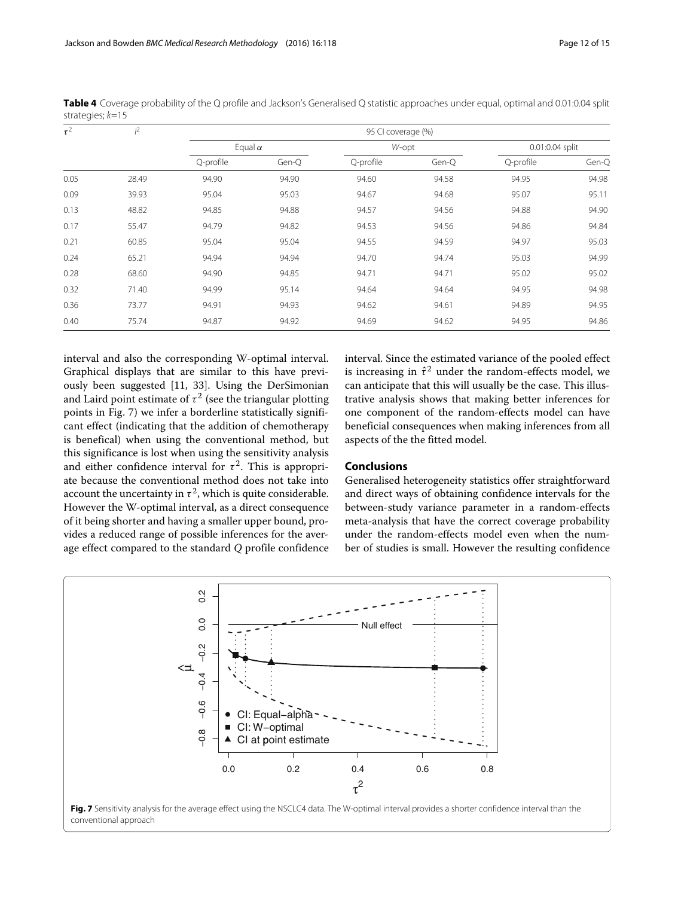**Table 4** Coverage probability of the Q profile and Jackson's Generalised Q statistic approaches under equal, optimal and 0.01:0.04 split strategies; $k$=15

| $\tau^2$ | $I^2$ | 95 CI coverage (%) | | | | | |
|---|---|---|---|---|---|---|---|
| | | Equal $\alpha$ | | $W$-opt | | 0.01:0.04 split | |
| | | Q-profile | Gen-Q | Q-profile | Gen-Q | Q-profile | Gen-Q |
| 0.05 | 28.49 | 94.90 | 94.90 | 94.60 | 94.58 | 94.95 | 94.98 |
| 0.09 | 39.93 | 95.04 | 95.03 | 94.67 | 94.68 | 95.07 | 95.11 |
| 0.13 | 48.82 | 94.85 | 94.88 | 94.57 | 94.56 | 94.88 | 94.90 |
| 0.17 | 55.47 | 94.79 | 94.82 | 94.53 | 94.56 | 94.86 | 94.84 |
| 0.21 | 60.85 | 95.04 | 95.04 | 94.55 | 94.59 | 94.97 | 95.03 |
| 0.24 | 65.21 | 94.94 | 94.94 | 94.70 | 94.74 | 95.03 | 94.99 |
| 0.28 | 68.60 | 94.90 | 94.85 | 94.71 | 94.71 | 95.02 | 95.02 |
| 0.32 | 71.40 | 94.99 | 95.14 | 94.64 | 94.64 | 94.95 | 94.98 |
| 0.36 | 73.77 | 94.91 | 94.93 | 94.62 | 94.61 | 94.89 | 94.95 |
| 0.40 | 75.74 | 94.87 | 94.92 | 94.69 | 94.62 | 94.95 | 94.86 |

interval and also the corresponding W-optimal interval. Graphical displays that are similar to this have previously been suggested [11, 33]. Using the DerSimonian and Laird point estimate of $\tau^2$ (see the triangular plotting points in Fig. 7) we infer a borderline statistically significant effect (indicating that the addition of chemotherapy is benefical) when using the conventional method, but this significance is lost when using the sensitivity analysis and either confidence interval for $\tau^2$. This is appropriate because the conventional method does not take into account the uncertainty in $\tau^2$, which is quite considerable. However the W-optimal interval, as a direct consequence of it being shorter and having a smaller upper bound, provides a reduced range of possible inferences for the average effect compared to the standard $Q$ profile confidence interval. Since the estimated variance of the pooled effect is increasing in $\hat{\tau}^2$ under the random-effects model, we can anticipate that this will usually be the case. This illustrative analysis shows that making better inferences for one component of the random-effects model can have beneficial consequences when making inferences from all aspects of the the fitted model.

## Conclusions

Generalised heterogeneity statistics offer straightforward and direct ways of obtaining confidence intervals for the between-study variance parameter in a random-effects meta-analysis that have the correct coverage probability under the random-effects model even when the number of studies is small. However the resulting confidence

**Fig. 7** Sensitivity analysis for the average effect using the NSCLC4 data. The W-optimal interval provides a shorter confidence interval than the conventional approach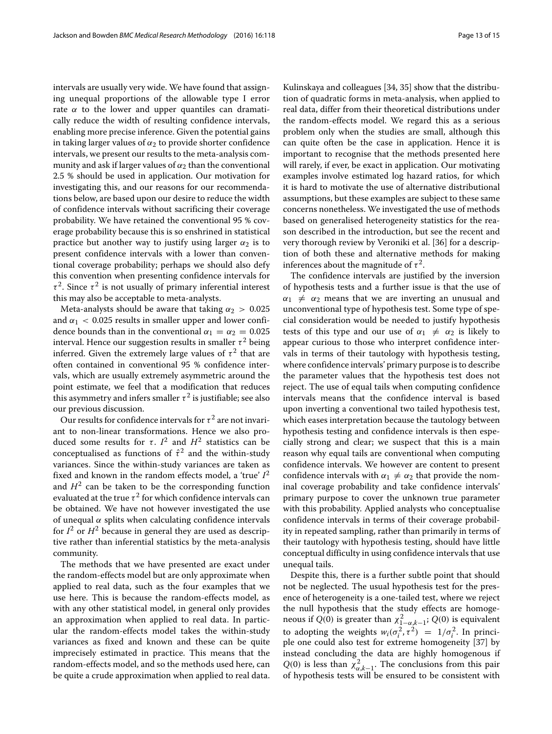intervals are usually very wide. We have found that assigning unequal proportions of the allowable type I error rate $\alpha$ to the lower and upper quantiles can dramatically reduce the width of resulting confidence intervals, enabling more precise inference. Given the potential gains in taking larger values of $\alpha_2$ to provide shorter confidence intervals, we present our results to the meta-analysis community and ask if larger values of $\alpha_2$ than the conventional 2.5 % should be used in application. Our motivation for investigating this, and our reasons for our recommendations below, are based upon our desire to reduce the width of confidence intervals without sacrificing their coverage probability. We have retained the conventional 95 % coverage probability because this is so enshrined in statistical practice but another way to justify using larger $\alpha_2$ is to present confidence intervals with a lower than conventional coverage probability; perhaps we should also defy this convention when presenting confidence intervals for $\tau^2$. Since $\tau^2$ is not usually of primary inferential interest this may also be acceptable to meta-analysts.

Meta-analysts should be aware that taking $\alpha_2 > 0.025$ and $\alpha_1 < 0.025$ results in smaller upper and lower confidence bounds than in the conventional $\alpha_1 = \alpha_2 = 0.025$ interval. Hence our suggestion results in smaller $\tau^2$ being inferred. Given the extremely large values of $\tau^2$ that are often contained in conventional 95 % confidence intervals, which are usually extremely asymmetric around the point estimate, we feel that a modification that reduces this asymmetry and infers smaller $\tau^2$ is justifiable; see also our previous discussion.

Our results for confidence intervals for $\tau^2$ are not invariant to non-linear transformations. Hence we also produced some results for $\tau$. $I^2$ and $H^2$ statistics can be conceptualised as functions of $\hat{\tau}^2$ and the within-study variances. Since the within-study variances are taken as fixed and known in the random effects model, a 'true' $I^2$ and $H^2$ can be taken to be the corresponding function evaluated at the true $\tau^2$ for which confidence intervals can be obtained. We have not however investigated the use of unequal $\alpha$ splits when calculating confidence intervals for $I^2$ or $H^2$ because in general they are used as descriptive rather than inferential statistics by the meta-analysis community.

The methods that we have presented are exact under the random-effects model but are only approximate when applied to real data, such as the four examples that we use here. This is because the random-effects model, as with any other statistical model, in general only provides an approximation when applied to real data. In particular the random-effects model takes the within-study variances as fixed and known and these can be quite imprecisely estimated in practice. This means that the random-effects model, and so the methods used here, can be quite a crude approximation when applied to real data. Kulinskaya and colleagues [34, 35] show that the distribution of quadratic forms in meta-analysis, when applied to real data, differ from their theoretical distributions under the random-effects model. We regard this as a serious problem only when the studies are small, although this can quite often be the case in application. Hence it is important to recognise that the methods presented here will rarely, if ever, be exact in application. Our motivating examples involve estimated log hazard ratios, for which it is hard to motivate the use of alternative distributional assumptions, but these examples are subject to these same concerns nonetheless. We investigated the use of methods based on generalised heterogeneity statistics for the reason described in the introduction, but see the recent and very thorough review by Veroniki et al. [36] for a description of both these and alternative methods for making inferences about the magnitude of $\tau^2$.

The confidence intervals are justified by the inversion of hypothesis tests and a further issue is that the use of $\alpha_1 \neq \alpha_2$ means that we are inverting an unusual and unconventional type of hypothesis test. Some type of special consideration would be needed to justify hypothesis tests of this type and our use of $\alpha_1 \neq \alpha_2$ is likely to appear curious to those who interpret confidence intervals in terms of their tautology with hypothesis testing, where confidence intervals' primary purpose is to describe the parameter values that the hypothesis test does not reject. The use of equal tails when computing confidence intervals means that the confidence interval is based upon inverting a conventional two tailed hypothesis test, which eases interpretation because the tautology between hypothesis testing and confidence intervals is then especially strong and clear; we suspect that this is a main reason why equal tails are conventional when computing confidence intervals. We however are content to present confidence intervals with $\alpha_1 \neq \alpha_2$ that provide the nominal coverage probability and take confidence intervals' primary purpose to cover the unknown true parameter with this probability. Applied analysts who conceptualise confidence intervals in terms of their coverage probability in repeated sampling, rather than primarily in terms of their tautology with hypothesis testing, should have little conceptual difficulty in using confidence intervals that use unequal tails.

Despite this, there is a further subtle point that should not be neglected. The usual hypothesis test for the presence of heterogeneity is a one-tailed test, where we reject the null hypothesis that the study effects are homogeneous if $Q(0)$ is greater than $\chi^2_{1-\alpha,k-1}$; $Q(0)$ is equivalent to adopting the weights $w_i(\sigma_i^2, \tau^2) = 1/\sigma_i^2$. In principle one could also test for extreme homogeneity [37] by instead concluding the data are highly homogenous if $Q(0)$ is less than $\chi^2_{\alpha,k-1}$. The conclusions from this pair of hypothesis tests will be ensured to be consistent with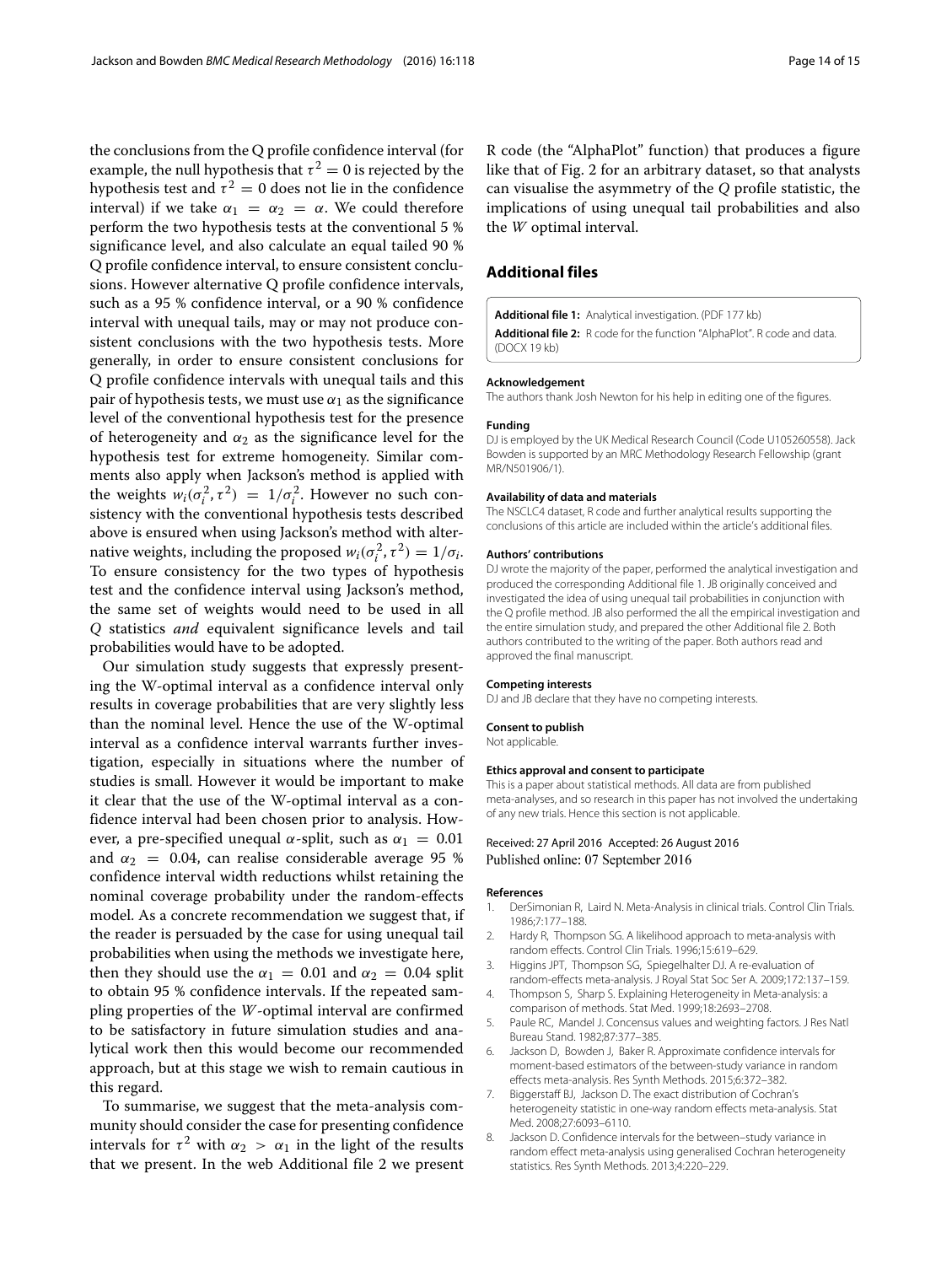the conclusions from the Q profile confidence interval (for example, the null hypothesis that $\tau^2 = 0$ is rejected by the hypothesis test and $\tau^2 = 0$ does not lie in the confidence interval) if we take $\alpha_1 = \alpha_2 = \alpha$. We could therefore perform the two hypothesis tests at the conventional 5 % significance level, and also calculate an equal tailed 90 % Q profile confidence interval, to ensure consistent conclusions. However alternative Q profile confidence intervals, such as a 95 % confidence interval, or a 90 % confidence interval with unequal tails, may or may not produce consistent conclusions with the two hypothesis tests. More generally, in order to ensure consistent conclusions for Q profile confidence intervals with unequal tails and this pair of hypothesis tests, we must use $\alpha_1$ as the significance level of the conventional hypothesis test for the presence of heterogeneity and $\alpha_2$ as the significance level for the hypothesis test for extreme homogeneity. Similar comments also apply when Jackson's method is applied with the weights $w_i(\sigma_i^2, \tau^2) = 1/\sigma_i^2$. However no such consistency with the conventional hypothesis tests described above is ensured when using Jackson's method with alternative weights, including the proposed $w_i(\sigma_i^2, \tau^2) = 1/\sigma_i$. To ensure consistency for the two types of hypothesis test and the confidence interval using Jackson's method, the same set of weights would need to be used in all $Q$ statistics *and* equivalent significance levels and tail probabilities would have to be adopted.

Our simulation study suggests that expressly presenting the W-optimal interval as a confidence interval only results in coverage probabilities that are very slightly less than the nominal level. Hence the use of the W-optimal interval as a confidence interval warrants further investigation, especially in situations where the number of studies is small. However it would be important to make it clear that the use of the W-optimal interval as a confidence interval had been chosen prior to analysis. However, a pre-specified unequal $\alpha$-split, such as $\alpha_1 = 0.01$ and $\alpha_2 = 0.04$, can realise considerable average 95 % confidence interval width reductions whilst retaining the nominal coverage probability under the random-effects model. As a concrete recommendation we suggest that, if the reader is persuaded by the case for using unequal tail probabilities when using the methods we investigate here, then they should use the $\alpha_1 = 0.01$ and $\alpha_2 = 0.04$ split to obtain 95 % confidence intervals. If the repeated sampling properties of the $W$-optimal interval are confirmed to be satisfactory in future simulation studies and analytical work then this would become our recommended approach, but at this stage we wish to remain cautious in this regard.

To summarise, we suggest that the meta-analysis community should consider the case for presenting confidence intervals for $\tau^2$ with $\alpha_2 > \alpha_1$ in the light of the results that we present. In the web Additional file 2 we present R code (the "AlphaPlot" function) that produces a figure like that of Fig. 2 for an arbitrary dataset, so that analysts can visualise the asymmetry of the $Q$ profile statistic, the implications of using unequal tail probabilities and also the $W$ optimal interval.

## Additional files

**Additional file 1:** Analytical investigation. (PDF 177 kb)

**Additional file 2:** R code for the function "AlphaPlot". R code and data. (DOCX 19 kb)

#### Acknowledgement

The authors thank Josh Newton for his help in editing one of the figures.

#### Funding

DJ is employed by the UK Medical Research Council (Code U105260558). Jack Bowden is supported by an MRC Methodology Research Fellowship (grant MR/N501906/1).

#### Availability of data and materials

The NSCLC4 dataset, R code and further analytical results supporting the conclusions of this article are included within the article's additional files.

#### Authors' contributions

DJ wrote the majority of the paper, performed the analytical investigation and produced the corresponding Additional file 1. JB originally conceived and investigated the idea of using unequal tail probabilities in conjunction with the Q profile method. JB also performed the all the empirical investigation and the entire simulation study, and prepared the other Additional file 2. Both authors contributed to the writing of the paper. Both authors read and approved the final manuscript.

#### Competing interests

DJ and JB declare that they have no competing interests.

#### Consent to publish

Not applicable.

#### Ethics approval and consent to participate

This is a paper about statistical methods. All data are from published meta-analyses, and so research in this paper has not involved the undertaking of any new trials. Hence this section is not applicable.

Received: 27 April 2016 Accepted: 26 August 2016
Published online: 07 September 2016

#### References

1. DerSimonian R, Laird N. Meta-Analysis in clinical trials. Control Clin Trials. 1986;7:177–188.
2. Hardy R, Thompson SG. A likelihood approach to meta-analysis with random effects. Control Clin Trials. 1996;15:619–629.
3. Higgins JPT, Thompson SG, Spiegelhalter DJ. A re-evaluation of random-effects meta-analysis. J Royal Stat Soc Ser A. 2009;172:137–159.
4. Thompson S, Sharp S. Explaining Heterogeneity in Meta-analysis: a comparison of methods. Stat Med. 1999;18:2693–2708.
5. Paule RC, Mandel J. Concensus values and weighting factors. J Res Natl Bureau Stand. 1982;87:377–385.
6. Jackson D, Bowden J, Baker R. Approximate confidence intervals for moment-based estimators of the between-study variance in random effects meta-analysis. Res Synth Methods. 2015;6:372–382.
7. Biggerstaff BJ, Jackson D. The exact distribution of Cochran's heterogeneity statistic in one-way random effects meta-analysis. Stat Med. 2008;27:6093–6110.
8. Jackson D. Confidence intervals for the between–study variance in random effect meta-analysis using generalised Cochran heterogeneity statistics. Res Synth Methods. 2013;4:220–229.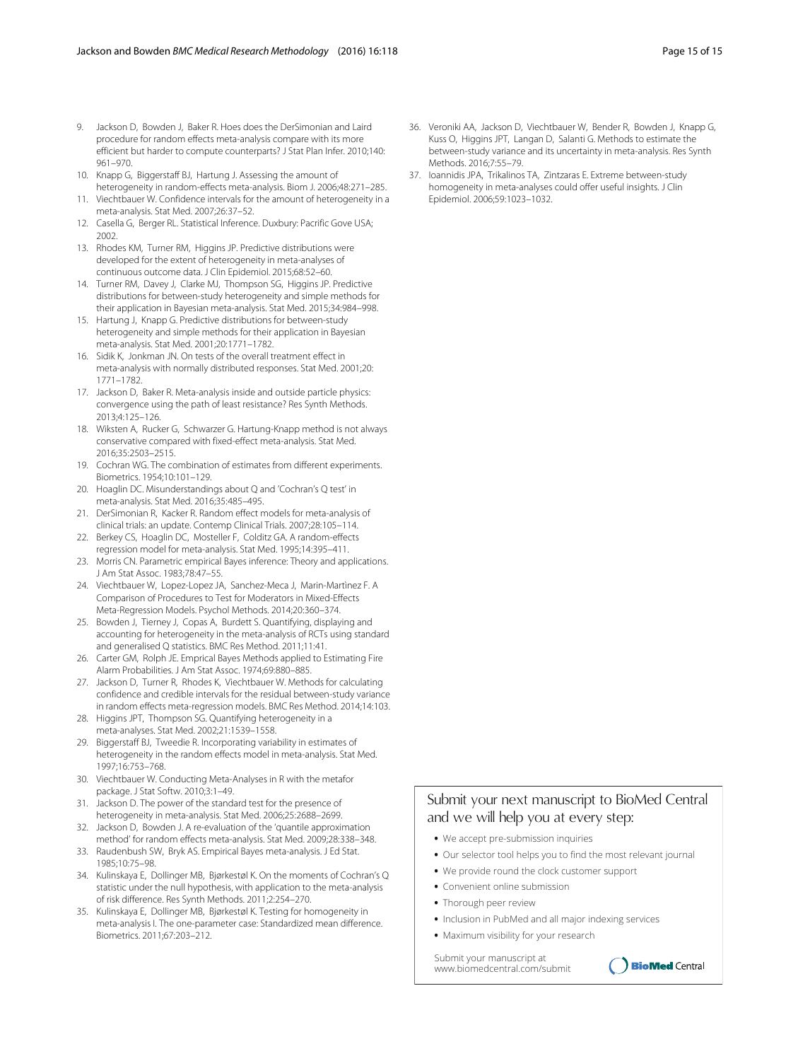9. Jackson D, Bowden J, Baker R. Hoes does the DerSimonian and Laird procedure for random effects meta-analysis compare with its more efficient but harder to compute counterparts? J Stat Plan Infer. 2010;140: 961–970.
10. Knapp G, Biggerstaff BJ, Hartung J. Assessing the amount of heterogeneity in random-effects meta-analysis. Biom J. 2006;48:271–285.
11. Viechtbauer W. Confidence intervals for the amount of heterogeneity in a meta-analysis. Stat Med. 2007;26:37–52.
12. Casella G, Berger RL. Statistical Inference. Duxbury: Pacific Gove USA; 2002.
13. Rhodes KM, Turner RM, Higgins JP. Predictive distributions were developed for the extent of heterogeneity in meta-analyses of continuous outcome data. J Clin Epidemiol. 2015;68:52–60.
14. Turner RM, Davey J, Clarke MJ, Thompson SG, Higgins JP. Predictive distributions for between-study heterogeneity and simple methods for their application in Bayesian meta-analysis. Stat Med. 2015;34:984–998.
15. Hartung J, Knapp G. Predictive distributions for between-study heterogeneity and simple methods for their application in Bayesian meta-analysis. Stat Med. 2001;20:1771–1782.
16. Sidik K, Jonkman JN. On tests of the overall treatment effect in meta-analysis with normally distributed responses. Stat Med. 2001;20: 1771–1782.
17. Jackson D, Baker R. Meta-analysis inside and outside particle physics: convergence using the path of least resistance? Res Synth Methods. 2013;4:125–126.
18. Wiksten A, Rucker G, Schwarzer G. Hartung-Knapp method is not always conservative compared with fixed-effect meta-analysis. Stat Med. 2016;35:2503–2515.
19. Cochran WG. The combination of estimates from different experiments. Biometrics. 1954;10:101–129.
20. Hoaglin DC. Misunderstandings about Q and 'Cochran's Q test' in meta-analysis. Stat Med. 2016;35:485–495.
21. DerSimonian R, Kacker R. Random effect models for meta-analysis of clinical trials: an update. Contemp Clinical Trials. 2007;28:105–114.
22. Berkey CS, Hoaglin DC, Mosteller F, Colditz GA. A random-effects regression model for meta-analysis. Stat Med. 1995;14:395–411.
23. Morris CN. Parametric empirical Bayes inference: Theory and applications. J Am Stat Assoc. 1983;78:47–55.
24. Viechtbauer W, Lopez-Lopez JA, Sanchez-Meca J, Marin-Martinez F. A Comparison of Procedures to Test for Moderators in Mixed-Effects Meta-Regression Models. Psychol Methods. 2014;20:360–374.
25. Bowden J, Tierney J, Copas A, Burdett S. Quantifying, displaying and accounting for heterogeneity in the meta-analysis of RCTs using standard and generalised Q statistics. BMC Res Method. 2011;11:41.
26. Carter GM, Rolph JE. Emprical Bayes Methods applied to Estimating Fire Alarm Probabilities. J Am Stat Assoc. 1974;69:880–885.
27. Jackson D, Turner R, Rhodes K, Viechtbauer W. Methods for calculating confidence and credible intervals for the residual between-study variance in random effects meta-regression models. BMC Res Method. 2014;14:103.
28. Higgins JPT, Thompson SG. Quantifying heterogeneity in a meta-analyses. Stat Med. 2002;21:1539–1558.
29. Biggerstaff BJ, Tweedie R. Incorporating variability in estimates of heterogeneity in the random effects model in meta-analysis. Stat Med. 1997;16:753–768.
30. Viechtbauer W. Conducting Meta-Analyses in R with the metafor package. J Stat Softw. 2010;3:1–49.
31. Jackson D. The power of the standard test for the presence of heterogeneity in meta-analysis. Stat Med. 2006;25:2688–2699.
32. Jackson D, Bowden J. A re-evaluation of the 'quantile approximation method' for random effects meta-analysis. Stat Med. 2009;28:338–348.
33. Raudenbush SW, Bryk AS. Empirical Bayes meta-analysis. J Ed Stat. 1985;10:75–98.
34. Kulinskaya E, Dollinger MB, Bjørkestøl K. On the moments of Cochran's Q statistic under the null hypothesis, with application to the meta-analysis of risk difference. Res Synth Methods. 2011;2:254–270.
35. Kulinskaya E, Dollinger MB, Bjørkestøl K. Testing for homogeneity in meta-analysis I. The one-parameter case: Standardized mean difference. Biometrics. 2011;67:203–212.
36. Veroniki AA, Jackson D, Viechtbauer W, Bender R, Bowden J, Knapp G, Kuss O, Higgins JPT, Langan D, Salanti G. Methods to estimate the between-study variance and its uncertainty in meta-analysis. Res Synth Methods. 2016;7:55–79.
37. Ioannidis JPA, Trikalinos TA, Zintzaras E. Extreme between-study homogeneity in meta-analyses could offer useful insights. J Clin Epidemiol. 2006;59:1023–1032.

Submit your next manuscript to BioMed Central and we will help you at every step:

- We accept pre-submission inquiries
- Our selector tool helps you to find the most relevant journal
- We provide round the clock customer support
- Convenient online submission
- Thorough peer review
- Inclusion in PubMed and all major indexing services
- Maximum visibility for your research

Submit your manuscript at www.biomedcentral.com/submit

BioMed Central